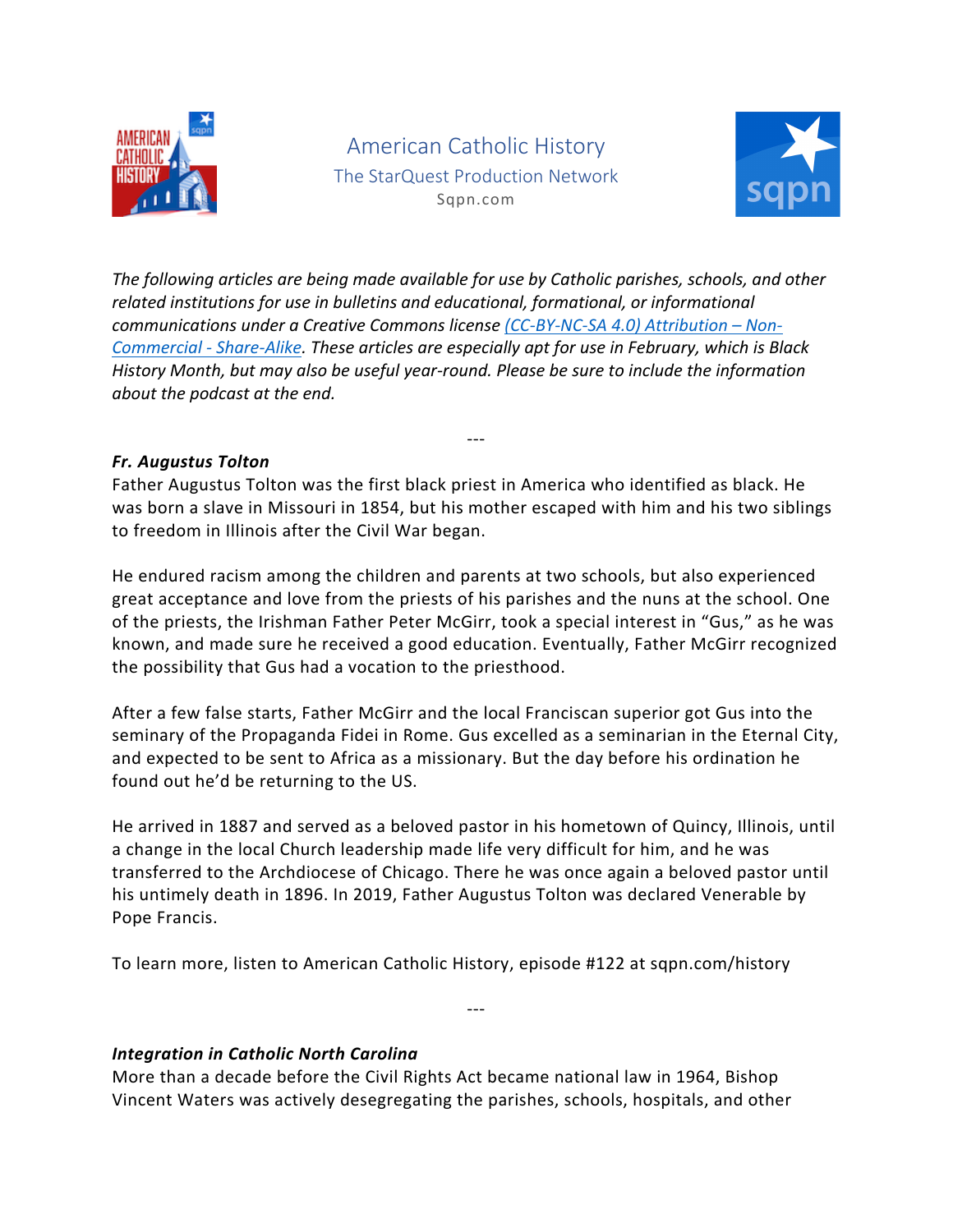American Catholic History

The StarQuest Production Network

Sqpn.com

*The following articles are being made available for use by Catholic parishes, schools, and other related institutions for use in bulletins and educational, formational, or informational communications under a Creative Commons license [(CC-BY-NC-SA 4.0) Attribution – Non-Commercial - Share-Alike](). These articles are especially apt for use in February, which is Black History Month, but may also be useful year-round. Please be sure to include the information about the podcast at the end.*

---

***Fr. Augustus Tolton***

Father Augustus Tolton was the first black priest in America who identified as black. He was born a slave in Missouri in 1854, but his mother escaped with him and his two siblings to freedom in Illinois after the Civil War began.

He endured racism among the children and parents at two schools, but also experienced great acceptance and love from the priests of his parishes and the nuns at the school. One of the priests, the Irishman Father Peter McGirr, took a special interest in "Gus," as he was known, and made sure he received a good education. Eventually, Father McGirr recognized the possibility that Gus had a vocation to the priesthood.

After a few false starts, Father McGirr and the local Franciscan superior got Gus into the seminary of the Propaganda Fidei in Rome. Gus excelled as a seminarian in the Eternal City, and expected to be sent to Africa as a missionary. But the day before his ordination he found out he'd be returning to the US.

He arrived in 1887 and served as a beloved pastor in his hometown of Quincy, Illinois, until a change in the local Church leadership made life very difficult for him, and he was transferred to the Archdiocese of Chicago. There he was once again a beloved pastor until his untimely death in 1896. In 2019, Father Augustus Tolton was declared Venerable by Pope Francis.

To learn more, listen to American Catholic History, episode #122 at sqpn.com/history

---

***Integration in Catholic North Carolina***

More than a decade before the Civil Rights Act became national law in 1964, Bishop Vincent Waters was actively desegregating the parishes, schools, hospitals, and other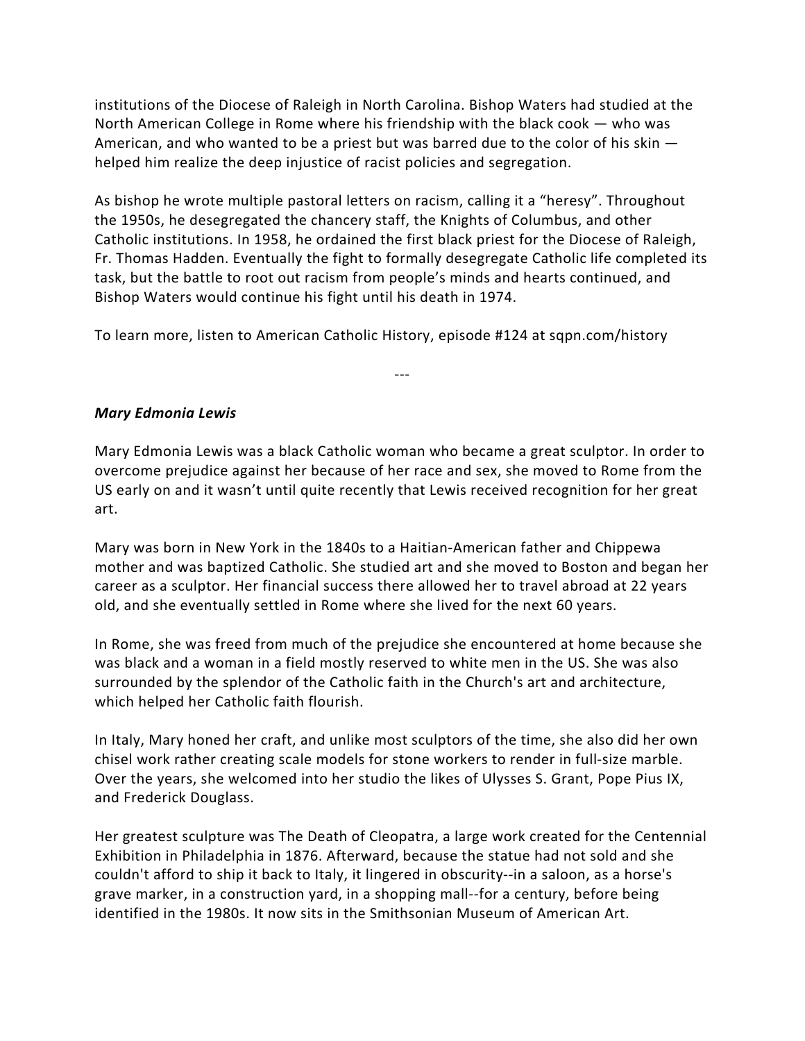institutions of the Diocese of Raleigh in North Carolina. Bishop Waters had studied at the North American College in Rome where his friendship with the black cook — who was American, and who wanted to be a priest but was barred due to the color of his skin — helped him realize the deep injustice of racist policies and segregation.

As bishop he wrote multiple pastoral letters on racism, calling it a "heresy". Throughout the 1950s, he desegregated the chancery staff, the Knights of Columbus, and other Catholic institutions. In 1958, he ordained the first black priest for the Diocese of Raleigh, Fr. Thomas Hadden. Eventually the fight to formally desegregate Catholic life completed its task, but the battle to root out racism from people's minds and hearts continued, and Bishop Waters would continue his fight until his death in 1974.

To learn more, listen to American Catholic History, episode #124 at sqpn.com/history

---

***Mary Edmonia Lewis***

Mary Edmonia Lewis was a black Catholic woman who became a great sculptor. In order to overcome prejudice against her because of her race and sex, she moved to Rome from the US early on and it wasn't until quite recently that Lewis received recognition for her great art.

Mary was born in New York in the 1840s to a Haitian-American father and Chippewa mother and was baptized Catholic. She studied art and she moved to Boston and began her career as a sculptor. Her financial success there allowed her to travel abroad at 22 years old, and she eventually settled in Rome where she lived for the next 60 years.

In Rome, she was freed from much of the prejudice she encountered at home because she was black and a woman in a field mostly reserved to white men in the US. She was also surrounded by the splendor of the Catholic faith in the Church's art and architecture, which helped her Catholic faith flourish.

In Italy, Mary honed her craft, and unlike most sculptors of the time, she also did her own chisel work rather creating scale models for stone workers to render in full-size marble. Over the years, she welcomed into her studio the likes of Ulysses S. Grant, Pope Pius IX, and Frederick Douglass.

Her greatest sculpture was The Death of Cleopatra, a large work created for the Centennial Exhibition in Philadelphia in 1876. Afterward, because the statue had not sold and she couldn't afford to ship it back to Italy, it lingered in obscurity--in a saloon, as a horse's grave marker, in a construction yard, in a shopping mall--for a century, before being identified in the 1980s. It now sits in the Smithsonian Museum of American Art.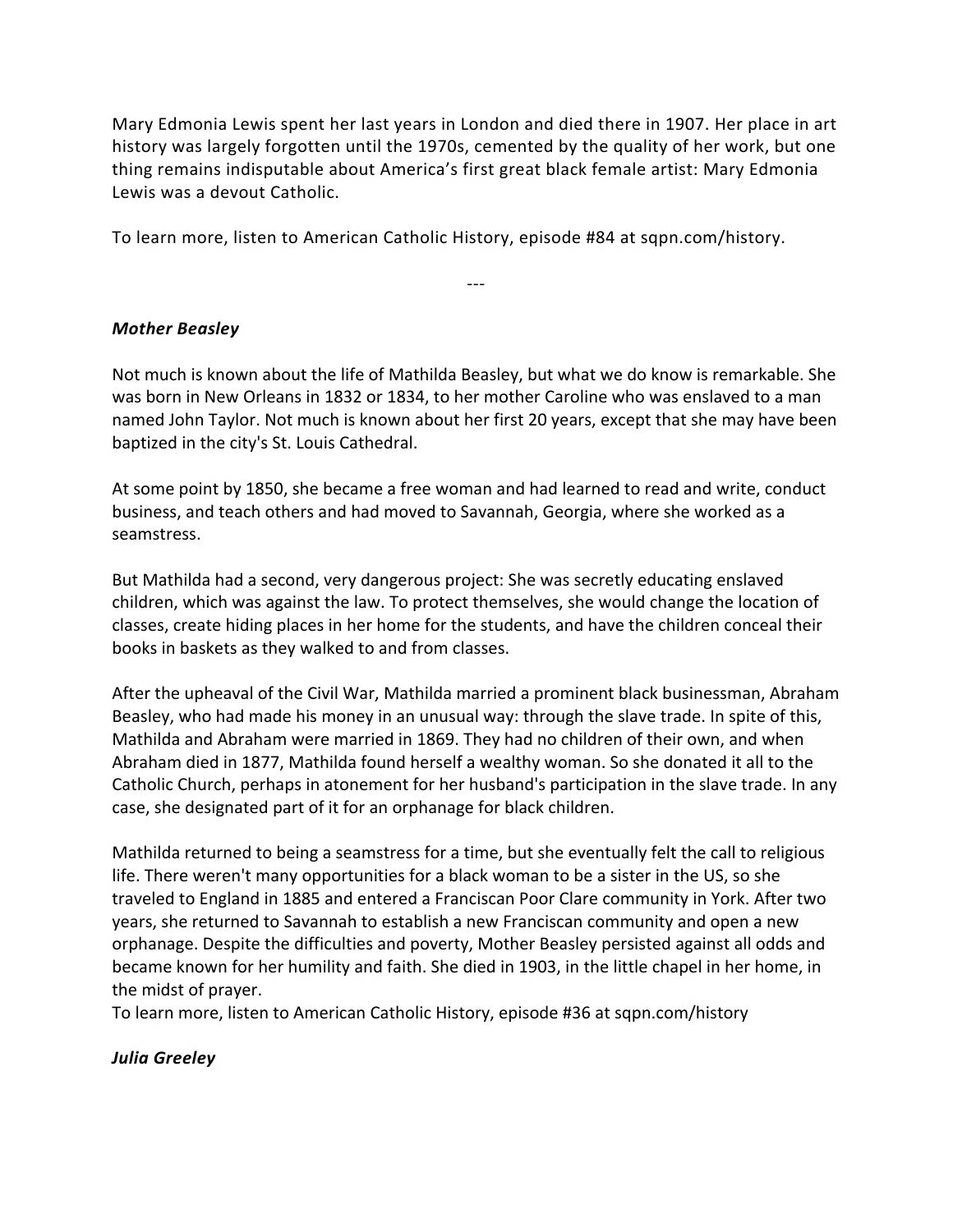Mary Edmonia Lewis spent her last years in London and died there in 1907. Her place in art history was largely forgotten until the 1970s, cemented by the quality of her work, but one thing remains indisputable about America's first great black female artist: Mary Edmonia Lewis was a devout Catholic.

To learn more, listen to American Catholic History, episode #84 at sqpn.com/history.

---

***Mother Beasley***

Not much is known about the life of Mathilda Beasley, but what we do know is remarkable. She was born in New Orleans in 1832 or 1834, to her mother Caroline who was enslaved to a man named John Taylor. Not much is known about her first 20 years, except that she may have been baptized in the city's St. Louis Cathedral.

At some point by 1850, she became a free woman and had learned to read and write, conduct business, and teach others and had moved to Savannah, Georgia, where she worked as a seamstress.

But Mathilda had a second, very dangerous project: She was secretly educating enslaved children, which was against the law. To protect themselves, she would change the location of classes, create hiding places in her home for the students, and have the children conceal their books in baskets as they walked to and from classes.

After the upheaval of the Civil War, Mathilda married a prominent black businessman, Abraham Beasley, who had made his money in an unusual way: through the slave trade. In spite of this, Mathilda and Abraham were married in 1869. They had no children of their own, and when Abraham died in 1877, Mathilda found herself a wealthy woman. So she donated it all to the Catholic Church, perhaps in atonement for her husband's participation in the slave trade. In any case, she designated part of it for an orphanage for black children.

Mathilda returned to being a seamstress for a time, but she eventually felt the call to religious life. There weren't many opportunities for a black woman to be a sister in the US, so she traveled to England in 1885 and entered a Franciscan Poor Clare community in York. After two years, she returned to Savannah to establish a new Franciscan community and open a new orphanage. Despite the difficulties and poverty, Mother Beasley persisted against all odds and became known for her humility and faith. She died in 1903, in the little chapel in her home, in the midst of prayer.
To learn more, listen to American Catholic History, episode #36 at sqpn.com/history

***Julia Greeley***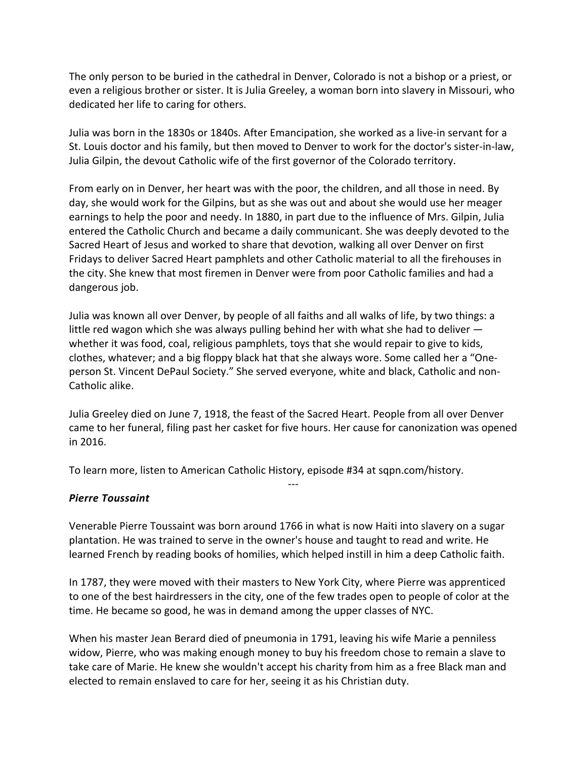The only person to be buried in the cathedral in Denver, Colorado is not a bishop or a priest, or even a religious brother or sister. It is Julia Greeley, a woman born into slavery in Missouri, who dedicated her life to caring for others.

Julia was born in the 1830s or 1840s. After Emancipation, she worked as a live-in servant for a St. Louis doctor and his family, but then moved to Denver to work for the doctor's sister-in-law, Julia Gilpin, the devout Catholic wife of the first governor of the Colorado territory.

From early on in Denver, her heart was with the poor, the children, and all those in need. By day, she would work for the Gilpins, but as she was out and about she would use her meager earnings to help the poor and needy. In 1880, in part due to the influence of Mrs. Gilpin, Julia entered the Catholic Church and became a daily communicant. She was deeply devoted to the Sacred Heart of Jesus and worked to share that devotion, walking all over Denver on first Fridays to deliver Sacred Heart pamphlets and other Catholic material to all the firehouses in the city. She knew that most firemen in Denver were from poor Catholic families and had a dangerous job.

Julia was known all over Denver, by people of all faiths and all walks of life, by two things: a little red wagon which she was always pulling behind her with what she had to deliver — whether it was food, coal, religious pamphlets, toys that she would repair to give to kids, clothes, whatever; and a big floppy black hat that she always wore. Some called her a "One-person St. Vincent DePaul Society." She served everyone, white and black, Catholic and non-Catholic alike.

Julia Greeley died on June 7, 1918, the feast of the Sacred Heart. People from all over Denver came to her funeral, filing past her casket for five hours. Her cause for canonization was opened in 2016.

To learn more, listen to American Catholic History, episode #34 at sqpn.com/history.

---

***Pierre Toussaint***

Venerable Pierre Toussaint was born around 1766 in what is now Haiti into slavery on a sugar plantation. He was trained to serve in the owner's house and taught to read and write. He learned French by reading books of homilies, which helped instill in him a deep Catholic faith.

In 1787, they were moved with their masters to New York City, where Pierre was apprenticed to one of the best hairdressers in the city, one of the few trades open to people of color at the time. He became so good, he was in demand among the upper classes of NYC.

When his master Jean Berard died of pneumonia in 1791, leaving his wife Marie a penniless widow, Pierre, who was making enough money to buy his freedom chose to remain a slave to take care of Marie. He knew she wouldn't accept his charity from him as a free Black man and elected to remain enslaved to care for her, seeing it as his Christian duty.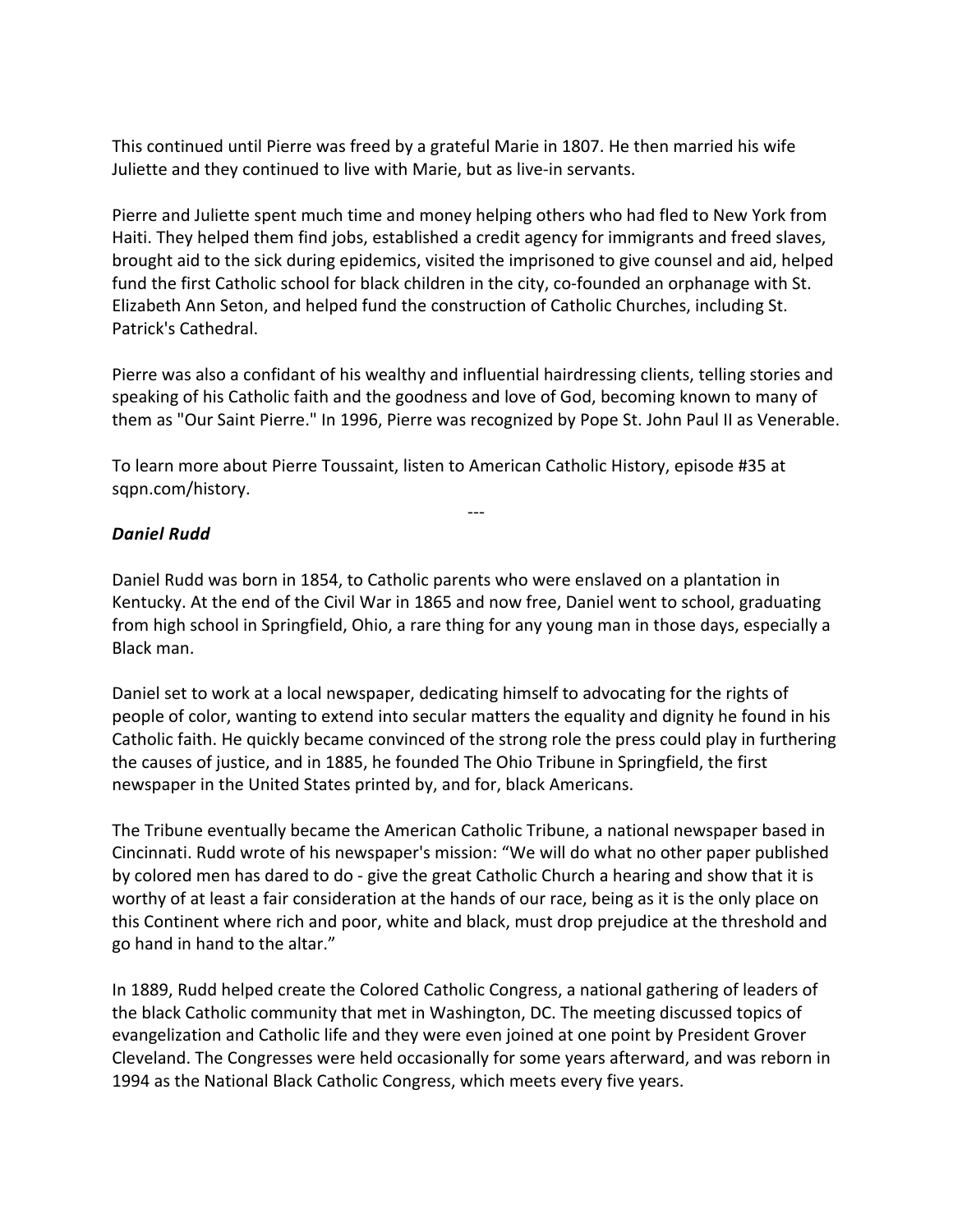This continued until Pierre was freed by a grateful Marie in 1807. He then married his wife Juliette and they continued to live with Marie, but as live-in servants.

Pierre and Juliette spent much time and money helping others who had fled to New York from Haiti. They helped them find jobs, established a credit agency for immigrants and freed slaves, brought aid to the sick during epidemics, visited the imprisoned to give counsel and aid, helped fund the first Catholic school for black children in the city, co-founded an orphanage with St. Elizabeth Ann Seton, and helped fund the construction of Catholic Churches, including St. Patrick's Cathedral.

Pierre was also a confidant of his wealthy and influential hairdressing clients, telling stories and speaking of his Catholic faith and the goodness and love of God, becoming known to many of them as "Our Saint Pierre." In 1996, Pierre was recognized by Pope St. John Paul II as Venerable.

To learn more about Pierre Toussaint, listen to American Catholic History, episode #35 at sqpn.com/history.

---

***Daniel Rudd***

Daniel Rudd was born in 1854, to Catholic parents who were enslaved on a plantation in Kentucky. At the end of the Civil War in 1865 and now free, Daniel went to school, graduating from high school in Springfield, Ohio, a rare thing for any young man in those days, especially a Black man.

Daniel set to work at a local newspaper, dedicating himself to advocating for the rights of people of color, wanting to extend into secular matters the equality and dignity he found in his Catholic faith. He quickly became convinced of the strong role the press could play in furthering the causes of justice, and in 1885, he founded The Ohio Tribune in Springfield, the first newspaper in the United States printed by, and for, black Americans.

The Tribune eventually became the American Catholic Tribune, a national newspaper based in Cincinnati. Rudd wrote of his newspaper's mission: “We will do what no other paper published by colored men has dared to do - give the great Catholic Church a hearing and show that it is worthy of at least a fair consideration at the hands of our race, being as it is the only place on this Continent where rich and poor, white and black, must drop prejudice at the threshold and go hand in hand to the altar.”

In 1889, Rudd helped create the Colored Catholic Congress, a national gathering of leaders of the black Catholic community that met in Washington, DC. The meeting discussed topics of evangelization and Catholic life and they were even joined at one point by President Grover Cleveland. The Congresses were held occasionally for some years afterward, and was reborn in 1994 as the National Black Catholic Congress, which meets every five years.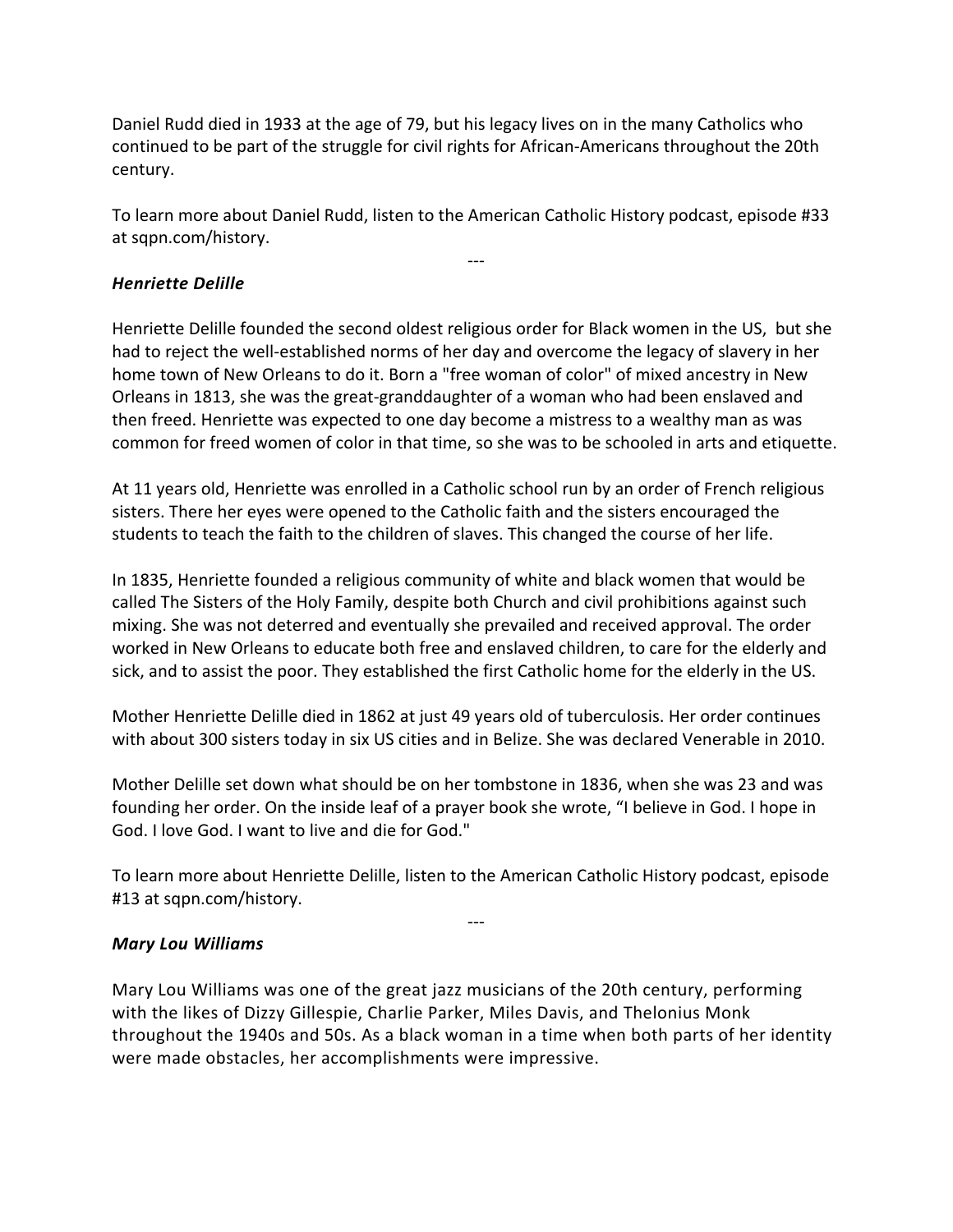Daniel Rudd died in 1933 at the age of 79, but his legacy lives on in the many Catholics who continued to be part of the struggle for civil rights for African-Americans throughout the 20th century.

To learn more about Daniel Rudd, listen to the American Catholic History podcast, episode #33 at sqpn.com/history.

---

### ***Henriette Delille***

Henriette Delille founded the second oldest religious order for Black women in the US,  but she had to reject the well-established norms of her day and overcome the legacy of slavery in her home town of New Orleans to do it. Born a "free woman of color" of mixed ancestry in New Orleans in 1813, she was the great-granddaughter of a woman who had been enslaved and then freed. Henriette was expected to one day become a mistress to a wealthy man as was common for freed women of color in that time, so she was to be schooled in arts and etiquette.

At 11 years old, Henriette was enrolled in a Catholic school run by an order of French religious sisters. There her eyes were opened to the Catholic faith and the sisters encouraged the students to teach the faith to the children of slaves. This changed the course of her life.

In 1835, Henriette founded a religious community of white and black women that would be called The Sisters of the Holy Family, despite both Church and civil prohibitions against such mixing. She was not deterred and eventually she prevailed and received approval. The order worked in New Orleans to educate both free and enslaved children, to care for the elderly and sick, and to assist the poor. They established the first Catholic home for the elderly in the US.

Mother Henriette Delille died in 1862 at just 49 years old of tuberculosis. Her order continues with about 300 sisters today in six US cities and in Belize. She was declared Venerable in 2010.

Mother Delille set down what should be on her tombstone in 1836, when she was 23 and was founding her order. On the inside leaf of a prayer book she wrote, “I believe in God. I hope in God. I love God. I want to live and die for God."

To learn more about Henriette Delille, listen to the American Catholic History podcast, episode #13 at sqpn.com/history.

---

### ***Mary Lou Williams***

Mary Lou Williams was one of the great jazz musicians of the 20th century, performing with the likes of Dizzy Gillespie, Charlie Parker, Miles Davis, and Thelonious Monk throughout the 1940s and 50s. As a black woman in a time when both parts of her identity were made obstacles, her accomplishments were impressive.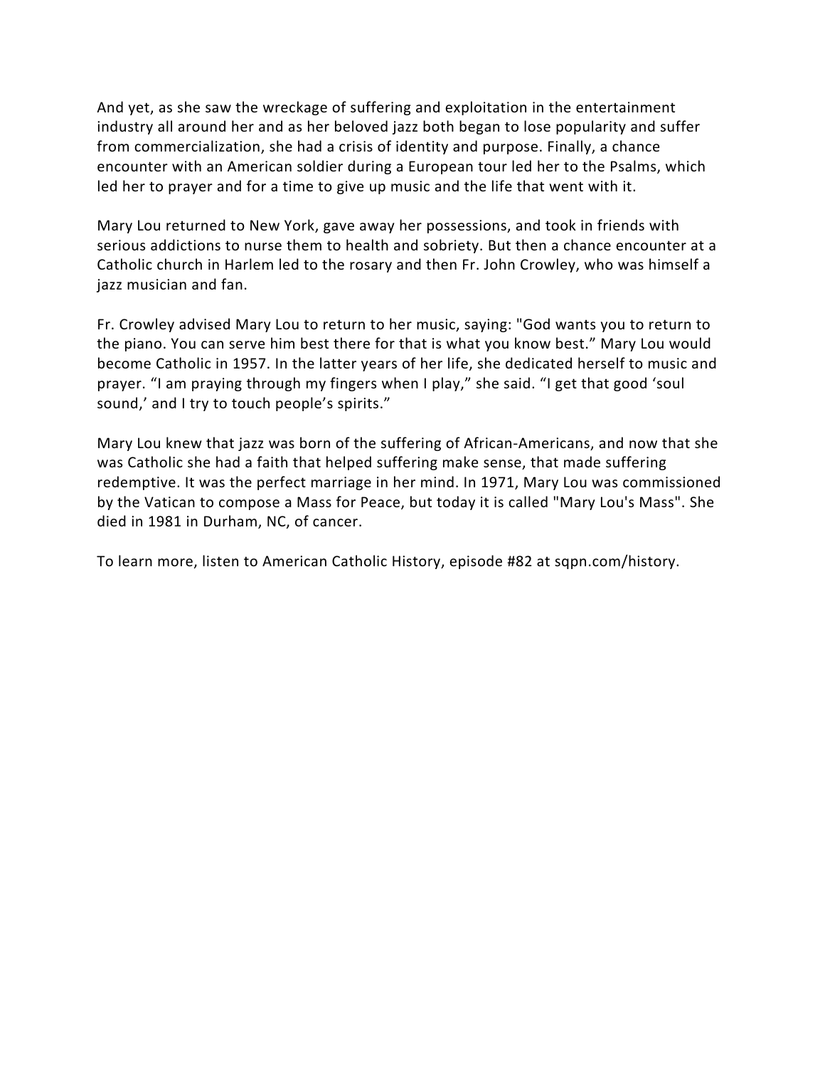And yet, as she saw the wreckage of suffering and exploitation in the entertainment industry all around her and as her beloved jazz both began to lose popularity and suffer from commercialization, she had a crisis of identity and purpose. Finally, a chance encounter with an American soldier during a European tour led her to the Psalms, which led her to prayer and for a time to give up music and the life that went with it.

Mary Lou returned to New York, gave away her possessions, and took in friends with serious addictions to nurse them to health and sobriety. But then a chance encounter at a Catholic church in Harlem led to the rosary and then Fr. John Crowley, who was himself a jazz musician and fan.

Fr. Crowley advised Mary Lou to return to her music, saying: "God wants you to return to the piano. You can serve him best there for that is what you know best." Mary Lou would become Catholic in 1957. In the latter years of her life, she dedicated herself to music and prayer. "I am praying through my fingers when I play," she said. "I get that good 'soul sound,' and I try to touch people's spirits."

Mary Lou knew that jazz was born of the suffering of African-Americans, and now that she was Catholic she had a faith that helped suffering make sense, that made suffering redemptive. It was the perfect marriage in her mind. In 1971, Mary Lou was commissioned by the Vatican to compose a Mass for Peace, but today it is called "Mary Lou's Mass". She died in 1981 in Durham, NC, of cancer.

To learn more, listen to American Catholic History, episode #82 at sqpn.com/history.